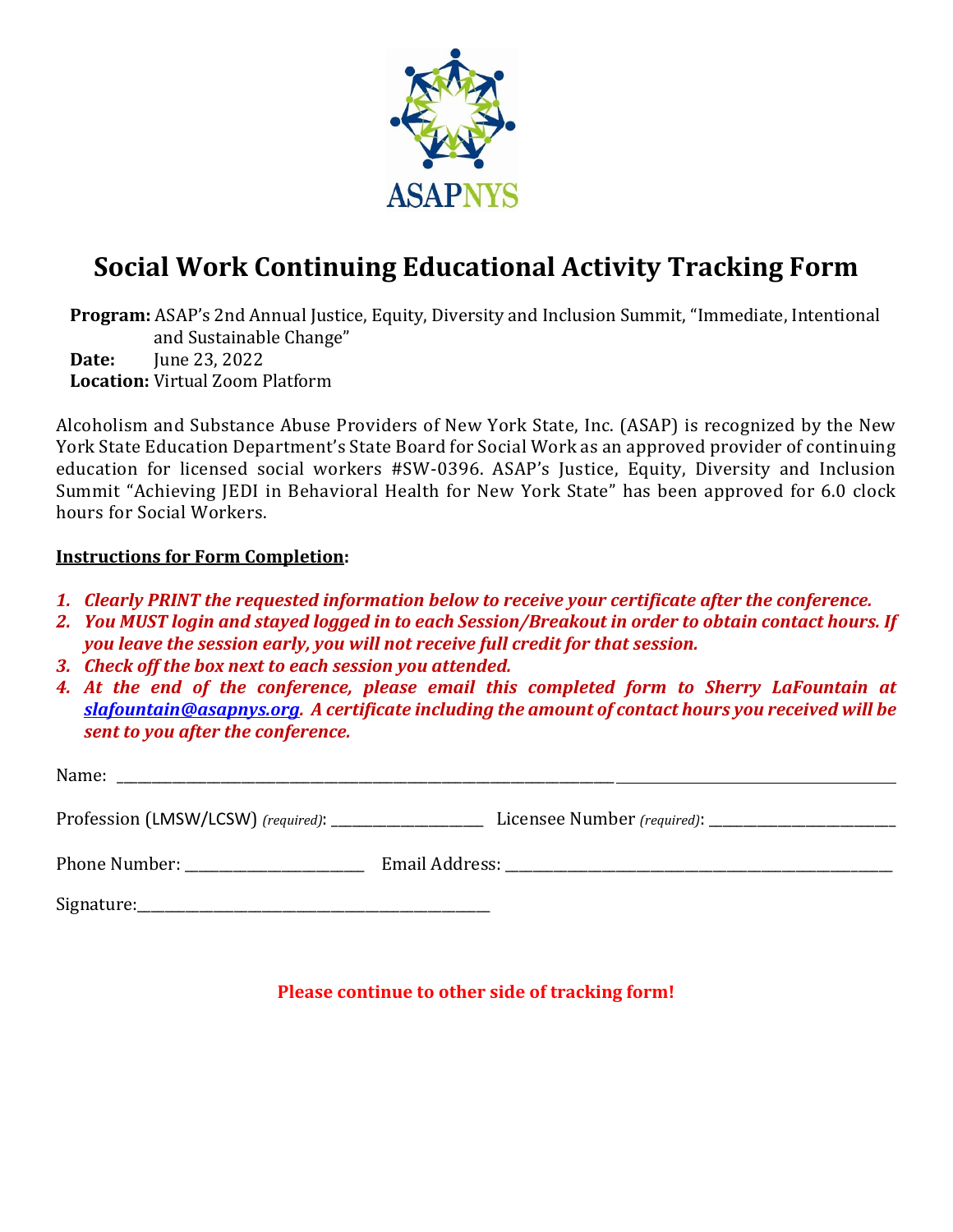ASAPNYS

# Social Work Continuing Educational Activity Tracking Form

**Program:** ASAP's 2nd Annual Justice, Equity, Diversity and Inclusion Summit, "Immediate, Intentional and Sustainable Change"
**Date:** June 23, 2022
**Location:** Virtual Zoom Platform

Alcoholism and Substance Abuse Providers of New York State, Inc. (ASAP) is recognized by the New York State Education Department's State Board for Social Work as an approved provider of continuing education for licensed social workers #SW-0396. ASAP's Justice, Equity, Diversity and Inclusion Summit "Achieving JEDI in Behavioral Health for New York State" has been approved for 6.0 clock hours for Social Workers.

**Instructions for Form Completion:**

1. ***Clearly PRINT the requested information below to receive your certificate after the conference.***
2. ***You MUST login and stayed logged in to each Session/Breakout in order to obtain contact hours. If you leave the session early, you will not receive full credit for that session.***
3. ***Check off the box next to each session you attended.***
4. ***At the end of the conference, please email this completed form to Sherry LaFountain at slafountain@asapnys.org. A certificate including the amount of contact hours you received will be sent to you after the conference.***

Name: ______________________________________________________________________________________

Profession (LMSW/LCSW) *(required)*: ____________________ Licensee Number *(required)*: __________________________

Phone Number: ________________________ Email Address: ______________________________________________________

Signature: ______________________________________________

**Please continue to other side of tracking form!**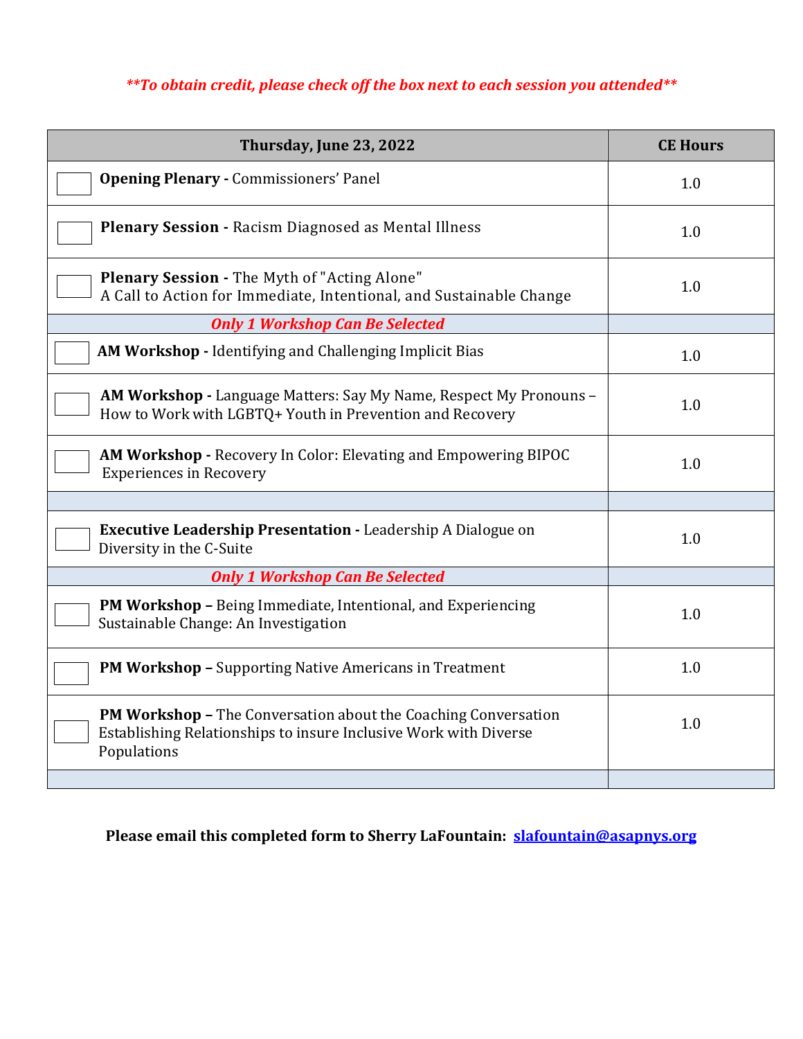***\*\*To obtain credit, please check off the box next to each session you attended\*\****

| Thursday, June 23, 2022 | CE Hours |
| --- | --- |
| ☐ **Opening Plenary -** Commissioners' Panel | 1.0 |
| ☐ **Plenary Session -** Racism Diagnosed as Mental Illness | 1.0 |
| ☐ **Plenary Session -** The Myth of "Acting Alone" A Call to Action for Immediate, Intentional, and Sustainable Change | 1.0 |
| ***Only 1 Workshop Can Be Selected*** | |
| ☐ **AM Workshop -** Identifying and Challenging Implicit Bias | 1.0 |
| ☐ **AM Workshop -** Language Matters: Say My Name, Respect My Pronouns – How to Work with LGBTQ+ Youth in Prevention and Recovery | 1.0 |
| ☐ **AM Workshop -** Recovery In Color: Elevating and Empowering BIPOC Experiences in Recovery | 1.0 |
| | |
| ☐ **Executive Leadership Presentation -** Leadership A Dialogue on Diversity in the C-Suite | 1.0 |
| ***Only 1 Workshop Can Be Selected*** | |
| ☐ **PM Workshop –** Being Immediate, Intentional, and Experiencing Sustainable Change: An Investigation | 1.0 |
| ☐ **PM Workshop –** Supporting Native Americans in Treatment | 1.0 |
| ☐ **PM Workshop –** The Conversation about the Coaching Conversation Establishing Relationships to insure Inclusive Work with Diverse Populations | 1.0 |
| | |

**Please email this completed form to Sherry LaFountain: slafountain@asapnys.org**